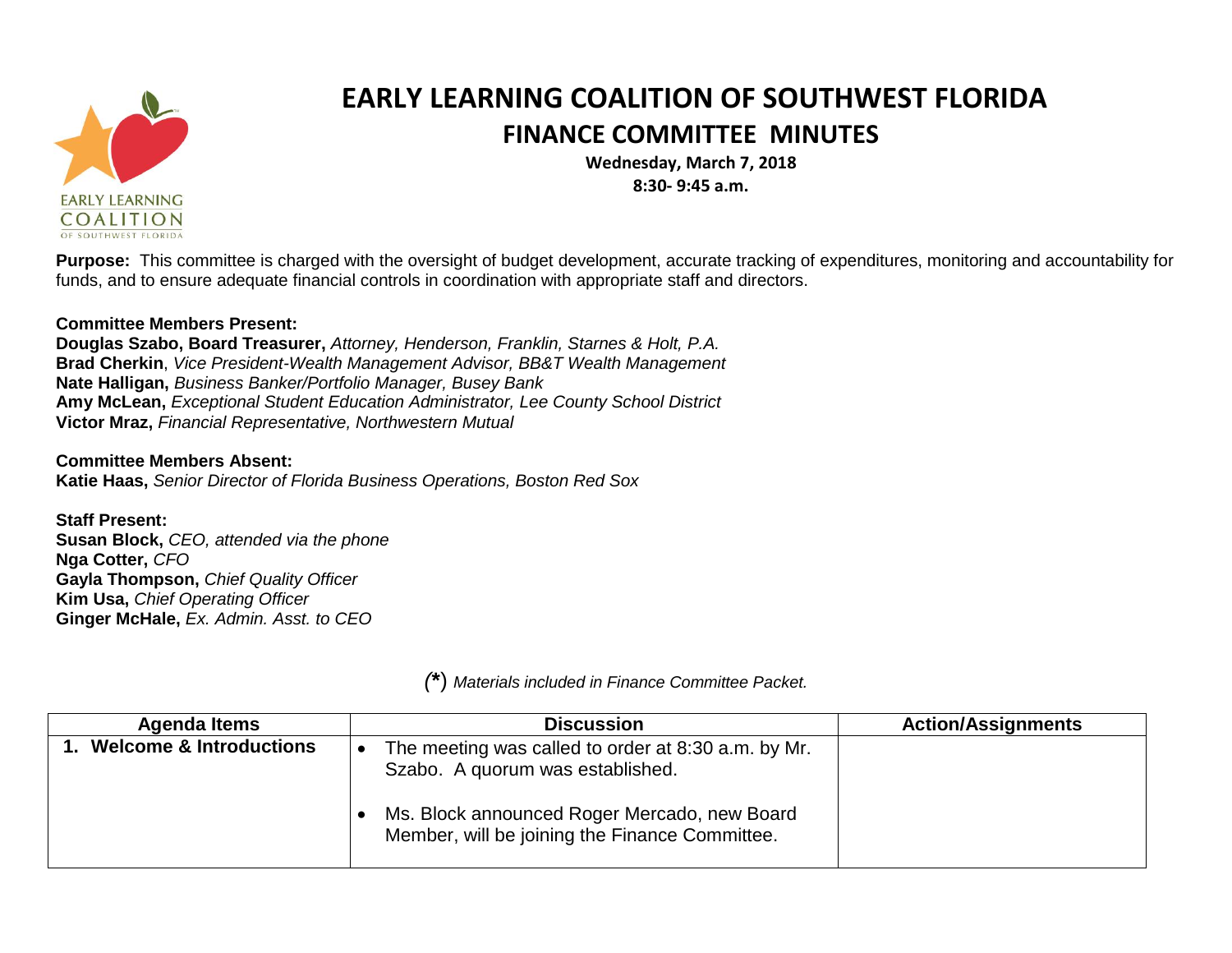# EARLY LEARNING COALITION OF SOUTHWEST FLORIDA

## FINANCE COMMITTEE MINUTES

**Wednesday, March 7, 2018**
**8:30- 9:45 a.m.**

**Purpose:** This committee is charged with the oversight of budget development, accurate tracking of expenditures, monitoring and accountability for funds, and to ensure adequate financial controls in coordination with appropriate staff and directors.

**Committee Members Present:**
**Douglas Szabo, Board Treasurer,** *Attorney, Henderson, Franklin, Starnes & Holt, P.A.*
**Brad Cherkin**, *Vice President-Wealth Management Advisor, BB&T Wealth Management*
**Nate Halligan,** *Business Banker/Portfolio Manager, Busey Bank*
**Amy McLean,** *Exceptional Student Education Administrator, Lee County School District*
**Victor Mraz,** *Financial Representative, Northwestern Mutual*

**Committee Members Absent:**
**Katie Haas,** *Senior Director of Florida Business Operations, Boston Red Sox*

**Staff Present:**
**Susan Block,** *CEO, attended via the phone*
**Nga Cotter,** *CFO*
**Gayla Thompson,** *Chief Quality Officer*
**Kim Usa,** *Chief Operating Officer*
**Ginger McHale,** *Ex. Admin. Asst. to CEO*

*(\*) Materials included in Finance Committee Packet.*

| Agenda Items | Discussion | Action/Assignments |
|---|---|---|
| **1. Welcome & Introductions** | • The meeting was called to order at 8:30 a.m. by Mr. Szabo. A quorum was established.<br><br>• Ms. Block announced Roger Mercado, new Board Member, will be joining the Finance Committee. | |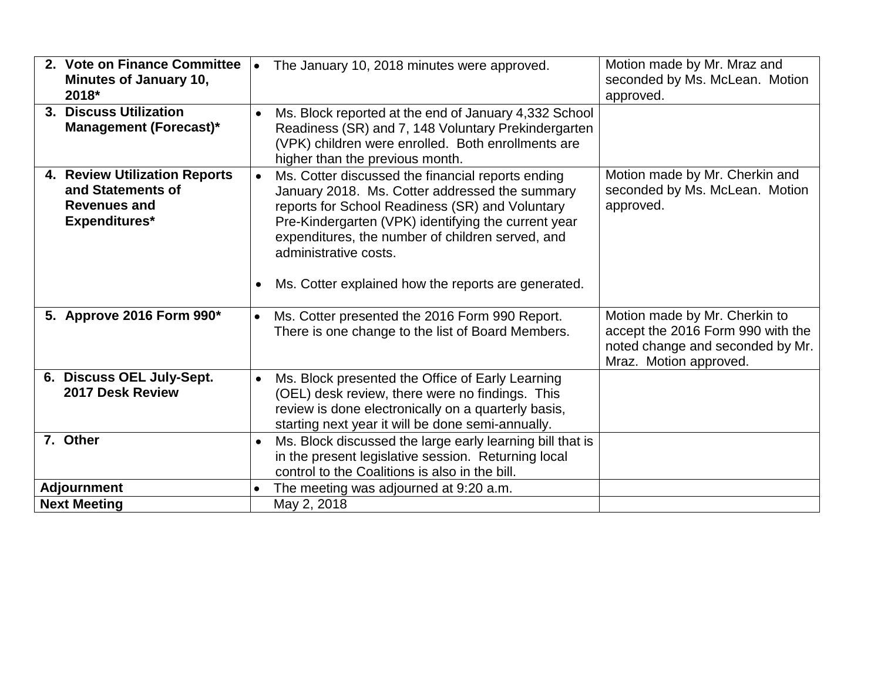| | | |
|---|---|---|
| **2. Vote on Finance Committee Minutes of January 10, 2018*** | • The January 10, 2018 minutes were approved. | Motion made by Mr. Mraz and seconded by Ms. McLean. Motion approved. |
| **3. Discuss Utilization Management (Forecast)*** | • Ms. Block reported at the end of January 4,332 School Readiness (SR) and 7, 148 Voluntary Prekindergarten (VPK) children were enrolled. Both enrollments are higher than the previous month. | |
| **4. Review Utilization Reports and Statements of Revenues and Expenditures*** | • Ms. Cotter discussed the financial reports ending January 2018. Ms. Cotter addressed the summary reports for School Readiness (SR) and Voluntary Pre-Kindergarten (VPK) identifying the current year expenditures, the number of children served, and administrative costs. <br><br> • Ms. Cotter explained how the reports are generated. | Motion made by Mr. Cherkin and seconded by Ms. McLean. Motion approved. |
| **5. Approve 2016 Form 990*** | • Ms. Cotter presented the 2016 Form 990 Report. There is one change to the list of Board Members. | Motion made by Mr. Cherkin to accept the 2016 Form 990 with the noted change and seconded by Mr. Mraz. Motion approved. |
| **6. Discuss OEL July-Sept. 2017 Desk Review** | • Ms. Block presented the Office of Early Learning (OEL) desk review, there were no findings. This review is done electronically on a quarterly basis, starting next year it will be done semi-annually. | |
| **7. Other** | • Ms. Block discussed the large early learning bill that is in the present legislative session. Returning local control to the Coalitions is also in the bill. | |
| **Adjournment** | • The meeting was adjourned at 9:20 a.m. | |
| **Next Meeting** | May 2, 2018 | |